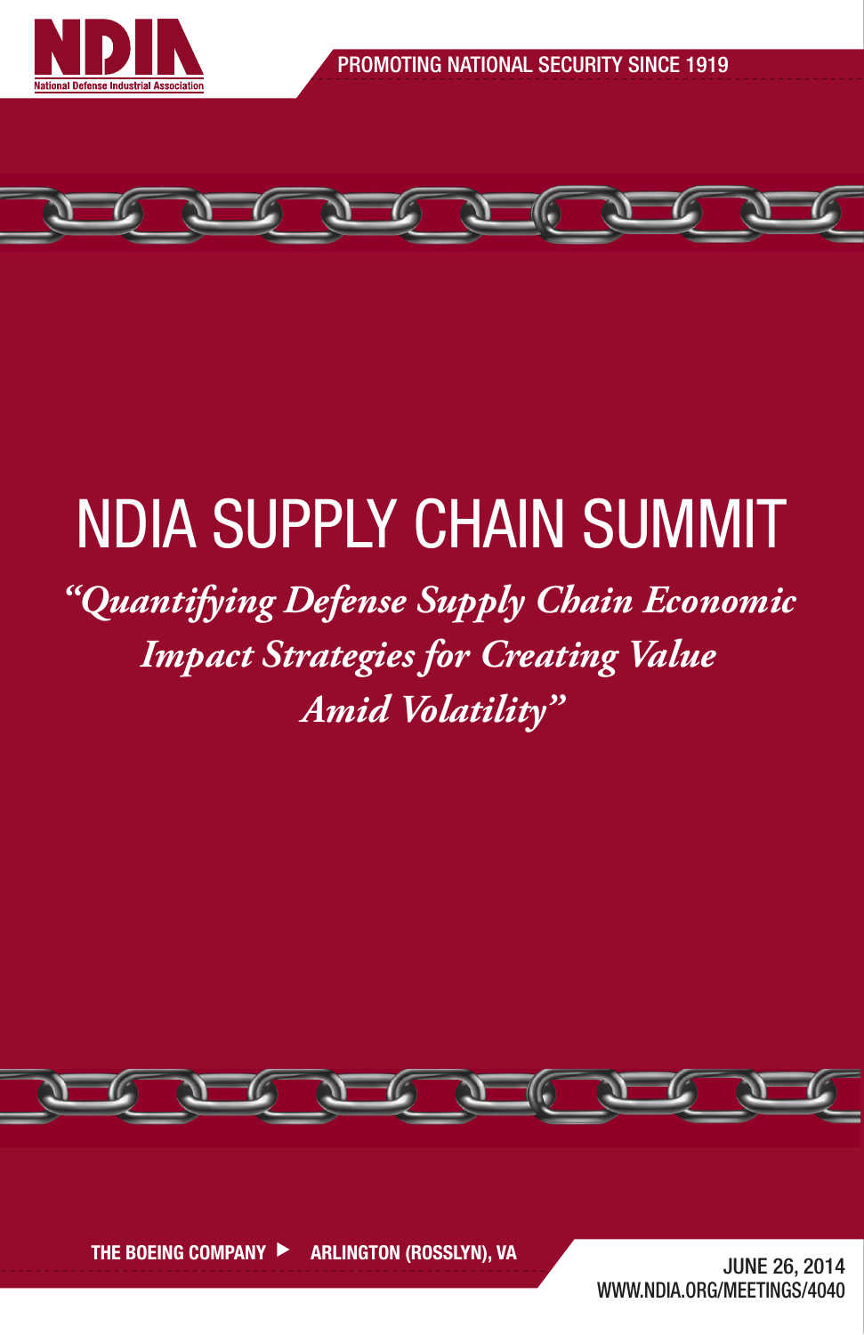NDIA

National Defense Industrial Association

PROMOTING NATIONAL SECURITY SINCE 1919

# NDIA SUPPLY CHAIN SUMMIT

*"Quantifying Defense Supply Chain Economic Impact Strategies for Creating Value Amid Volatility"*

**THE BOEING COMPANY ▶ ARLINGTON (ROSSLYN), VA**

JUNE 26, 2014

WWW.NDIA.ORG/MEETINGS/4040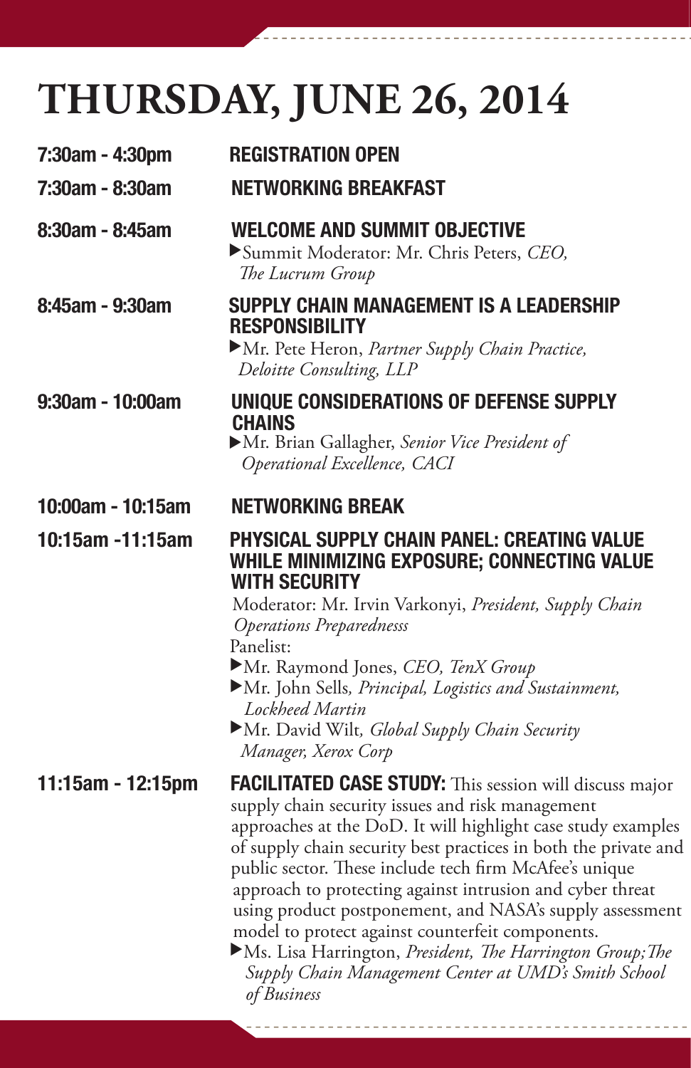# THURSDAY, JUNE 26, 2014

**7:30am - 4:30pm** — **REGISTRATION OPEN**

**7:30am - 8:30am** — **NETWORKING BREAKFAST**

**8:30am - 8:45am** — **WELCOME AND SUMMIT OBJECTIVE**

- ▶Summit Moderator: Mr. Chris Peters, *CEO, The Lucrum Group*

**8:45am - 9:30am** — **SUPPLY CHAIN MANAGEMENT IS A LEADERSHIP RESPONSIBILITY**

- ▶Mr. Pete Heron, *Partner Supply Chain Practice, Deloitte Consulting, LLP*

**9:30am - 10:00am** — **UNIQUE CONSIDERATIONS OF DEFENSE SUPPLY CHAINS**

- ▶Mr. Brian Gallagher, *Senior Vice President of Operational Excellence, CACI*

**10:00am - 10:15am** — **NETWORKING BREAK**

**10:15am -11:15am** — **PHYSICAL SUPPLY CHAIN PANEL: CREATING VALUE WHILE MINIMIZING EXPOSURE; CONNECTING VALUE WITH SECURITY**

Moderator: Mr. Irvin Varkonyi, *President, Supply Chain Operations Preparednesss*

Panelist:

- ▶Mr. Raymond Jones, *CEO, TenX Group*
- ▶Mr. John Sells*, Principal, Logistics and Sustainment, Lockheed Martin*
- ▶Mr. David Wilt*, Global Supply Chain Security Manager, Xerox Corp*

**11:15am - 12:15pm** — **FACILITATED CASE STUDY:** This session will discuss major supply chain security issues and risk management approaches at the DoD. It will highlight case study examples of supply chain security best practices in both the private and public sector. These include tech firm McAfee's unique approach to protecting against intrusion and cyber threat using product postponement, and NASA's supply assessment model to protect against counterfeit components.

- ▶Ms. Lisa Harrington, *President, The Harrington Group;The Supply Chain Management Center at UMD's Smith School of Business*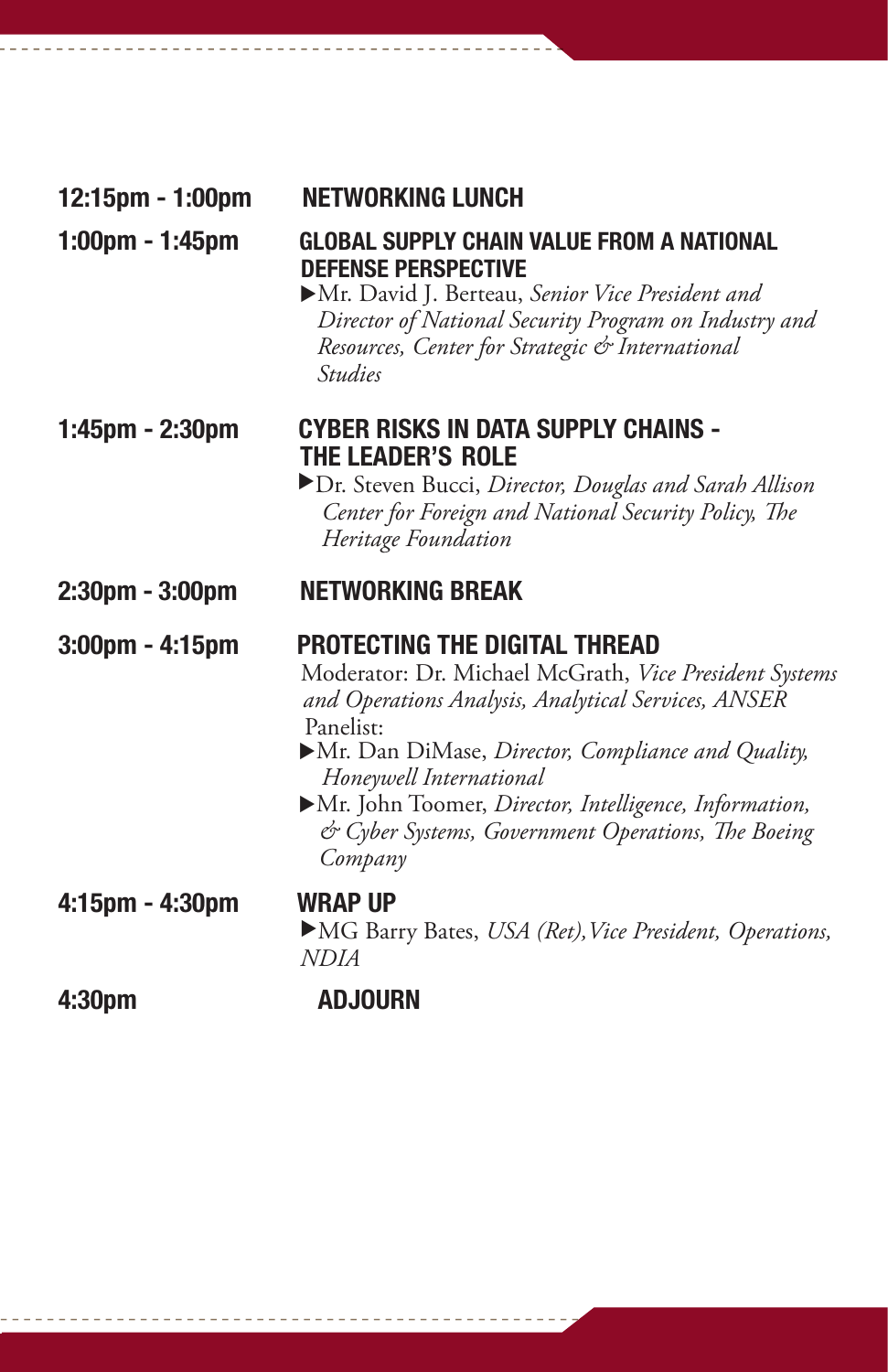| | |
|---|---|
| **12:15pm - 1:00pm** | **NETWORKING LUNCH** |
| **1:00pm - 1:45pm** | **GLOBAL SUPPLY CHAIN VALUE FROM A NATIONAL DEFENSE PERSPECTIVE**<br>▶Mr. David J. Berteau, *Senior Vice President and Director of National Security Program on Industry and Resources, Center for Strategic & International Studies* |
| **1:45pm - 2:30pm** | **CYBER RISKS IN DATA SUPPLY CHAINS - THE LEADER'S ROLE**<br>▶Dr. Steven Bucci, *Director, Douglas and Sarah Allison Center for Foreign and National Security Policy, The Heritage Foundation* |
| **2:30pm - 3:00pm** | **NETWORKING BREAK** |
| **3:00pm - 4:15pm** | **PROTECTING THE DIGITAL THREAD**<br>Moderator: Dr. Michael McGrath, *Vice President Systems and Operations Analysis, Analytical Services, ANSER*<br>Panelist:<br>▶Mr. Dan DiMase, *Director, Compliance and Quality, Honeywell International*<br>▶Mr. John Toomer, *Director, Intelligence, Information, & Cyber Systems, Government Operations, The Boeing Company* |
| **4:15pm - 4:30pm** | **WRAP UP**<br>▶MG Barry Bates, *USA (Ret), Vice President, Operations, NDIA* |
| **4:30pm** | **ADJOURN** |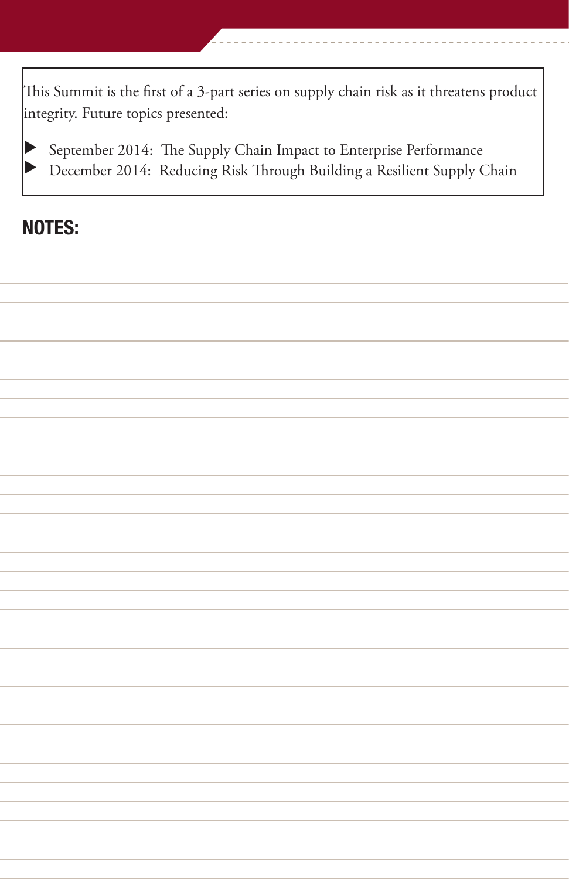This Summit is the first of a 3-part series on supply chain risk as it threatens product integrity. Future topics presented:

- September 2014: The Supply Chain Impact to Enterprise Performance
- December 2014: Reducing Risk Through Building a Resilient Supply Chain

## NOTES: